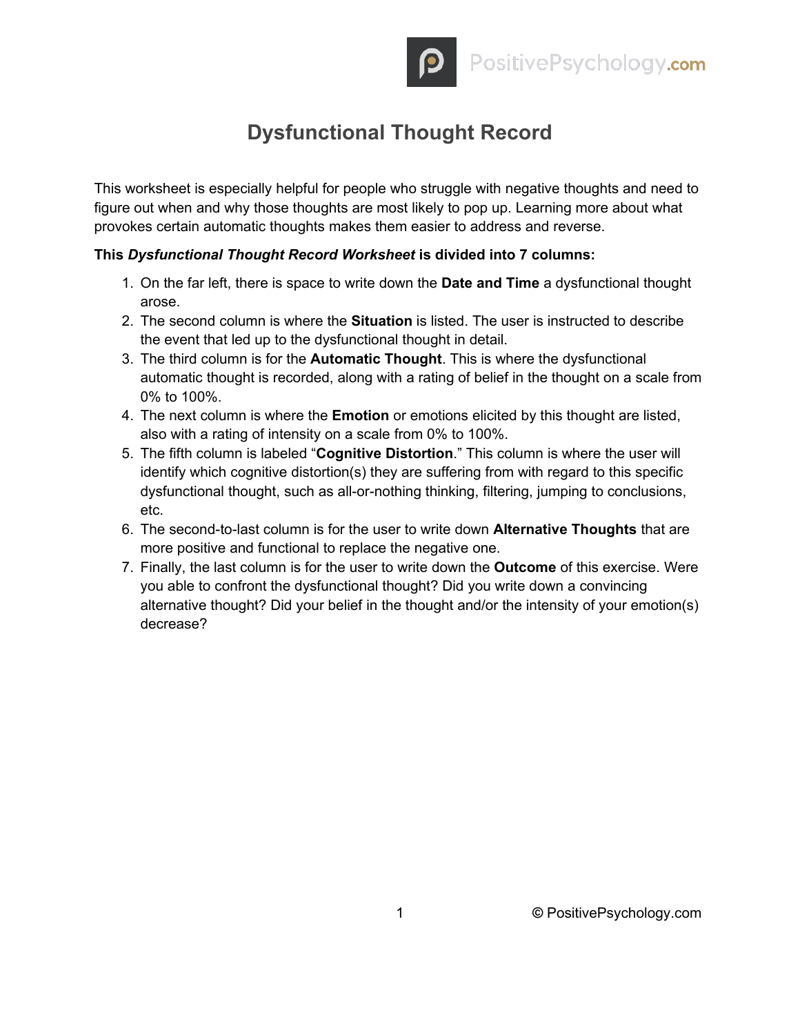# Dysfunctional Thought Record

This worksheet is especially helpful for people who struggle with negative thoughts and need to figure out when and why those thoughts are most likely to pop up. Learning more about what provokes certain automatic thoughts makes them easier to address and reverse.

**This *Dysfunctional Thought Record Worksheet* is divided into 7 columns:**

1. On the far left, there is space to write down the **Date and Time** a dysfunctional thought arose.
2. The second column is where the **Situation** is listed. The user is instructed to describe the event that led up to the dysfunctional thought in detail.
3. The third column is for the **Automatic Thought**. This is where the dysfunctional automatic thought is recorded, along with a rating of belief in the thought on a scale from 0% to 100%.
4. The next column is where the **Emotion** or emotions elicited by this thought are listed, also with a rating of intensity on a scale from 0% to 100%.
5. The fifth column is labeled "**Cognitive Distortion**." This column is where the user will identify which cognitive distortion(s) they are suffering from with regard to this specific dysfunctional thought, such as all-or-nothing thinking, filtering, jumping to conclusions, etc.
6. The second-to-last column is for the user to write down **Alternative Thoughts** that are more positive and functional to replace the negative one.
7. Finally, the last column is for the user to write down the **Outcome** of this exercise. Were you able to confront the dysfunctional thought? Did you write down a convincing alternative thought? Did your belief in the thought and/or the intensity of your emotion(s) decrease?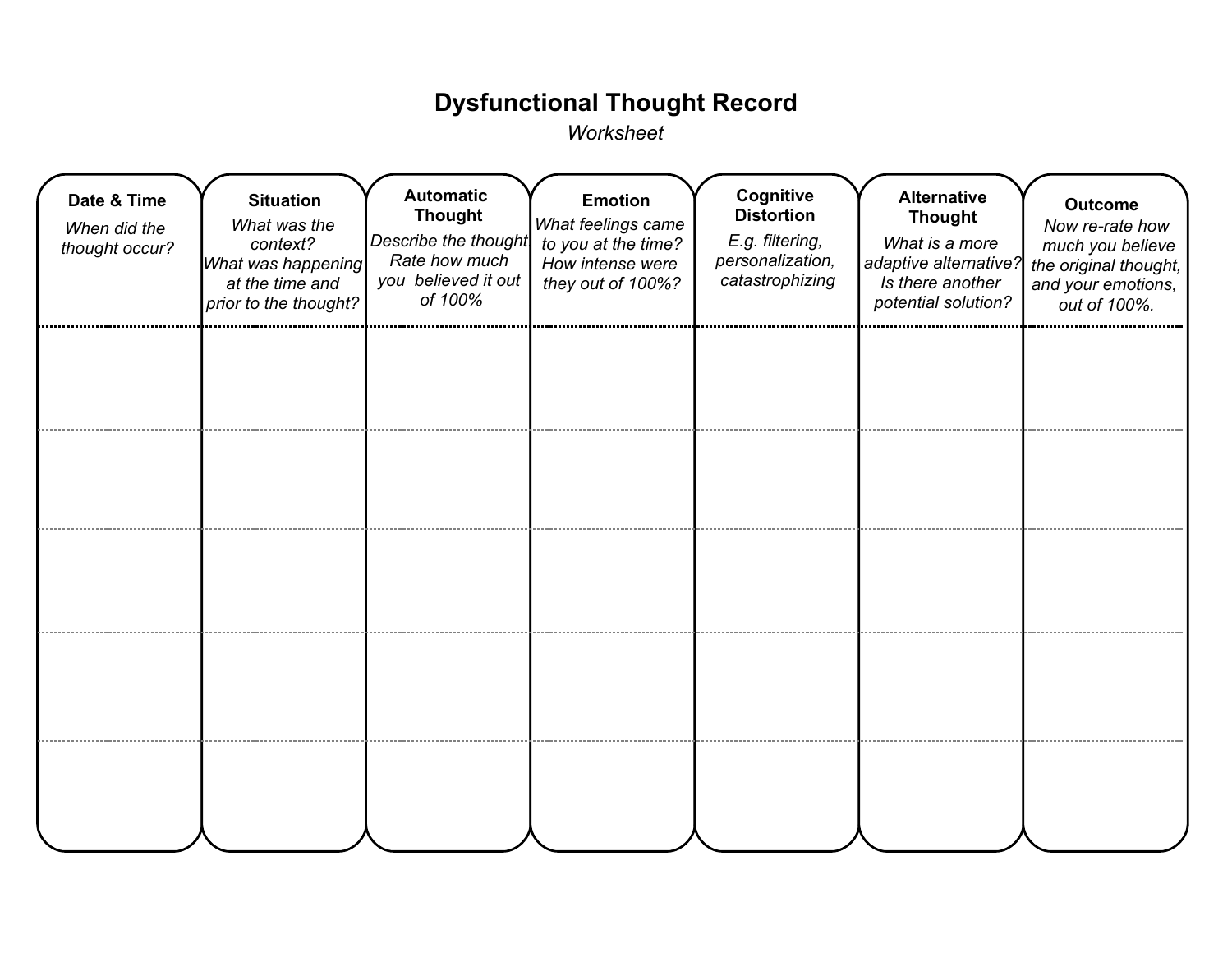# Dysfunctional Thought Record

*Worksheet*

| **Date & Time**<br>*When did the thought occur?* | **Situation**<br>*What was the context? What was happening at the time and prior to the thought?* | **Automatic Thought**<br>*Describe the thought Rate how much you believed it out of 100%* | **Emotion**<br>*What feelings came to you at the time? How intense were they out of 100%?* | **Cognitive Distortion**<br>*E.g. filtering, personalization, catastrophizing* | **Alternative Thought**<br>*What is a more adaptive alternative? Is there another potential solution?* | **Outcome**<br>*Now re-rate how much you believe the original thought, and your emotions, out of 100%.* |
|---|---|---|---|---|---|---|
| | | | | | | |
| | | | | | | |
| | | | | | | |
| | | | | | | |
| | | | | | | |